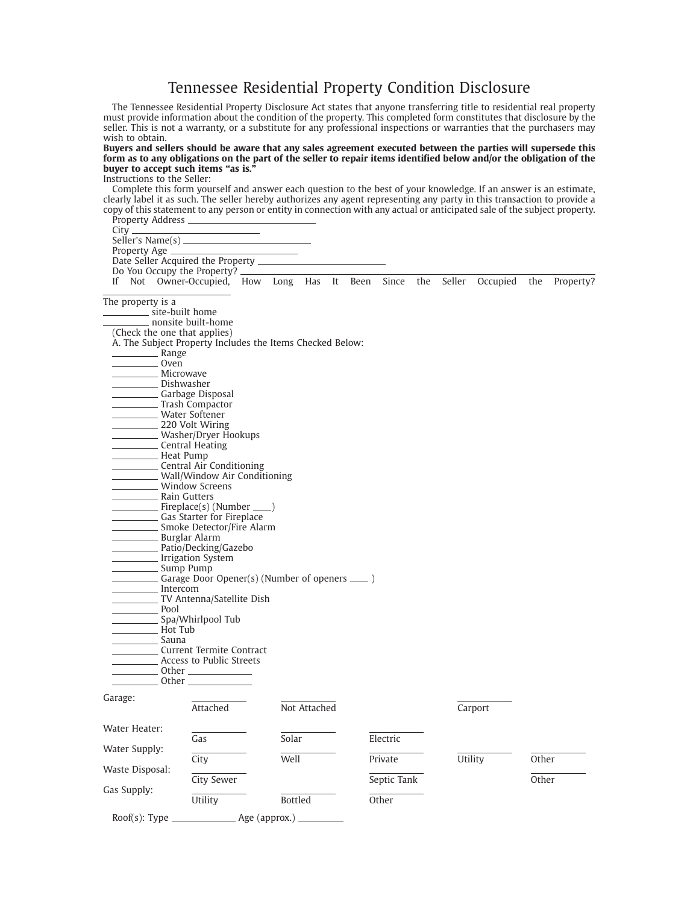# Tennessee Residential Property Condition Disclosure

The Tennessee Residential Property Disclosure Act states that anyone transferring title to residential real property must provide information about the condition of the property. This completed form constitutes that disclosure by the seller. This is not a warranty, or a substitute for any professional inspections or warranties that the purchasers may wish to obtain.

**Buyers and sellers should be aware that any sales agreement executed between the parties will supersede this form as to any obligations on the part of the seller to repair items identified below and/or the obligation of the buyer to accept such items "as is."**

Instructions to the Seller:

Complete this form yourself and answer each question to the best of your knowledge. If an answer is an estimate, clearly label it as such. The seller hereby authorizes any agent representing any party in this transaction to provide a copy of this statement to any person or entity in connection with any actual or anticipated sale of the subject property.

Property Address ____________________

City ____________________

Seller's Name(s) ____________________

Property Age ____________________

Date Seller Acquired the Property ____________________

Do You Occupy the Property? ____________________

If Not Owner-Occupied, How Long Has It Been Since the Seller Occupied the Property? ____________________

The property is a

_________ site-built home

_________ nonsite built-home

(Check the one that applies)

A. The Subject Property Includes the Items Checked Below:

_________ Range

_________ Oven

_________ Microwave

_________ Dishwasher

_________ Garbage Disposal

_________ Trash Compactor

_________ Water Softener

_________ 220 Volt Wiring

_________ Washer/Dryer Hookups

_________ Central Heating

_________ Heat Pump

_________ Central Air Conditioning

_________ Wall/Window Air Conditioning

_________ Window Screens

_________ Rain Gutters

_________ Fireplace(s) (Number ____)

_________ Gas Starter for Fireplace

_________ Smoke Detector/Fire Alarm

_________ Burglar Alarm

_________ Patio/Decking/Gazebo

_________ Irrigation System

_________ Sump Pump

_________ Garage Door Opener(s) (Number of openers ____ )

_________ Intercom

_________ TV Antenna/Satellite Dish

_________ Pool

_________ Spa/Whirlpool Tub

_________ Hot Tub

_________ Sauna

_________ Current Termite Contract

_________ Access to Public Streets

_________ Other ____________

_________ Other ____________

| | | | | | |
|---|---|---|---|---|---|
| Garage: | ________ Attached | ________ Not Attached | | ________ Carport | |
| Water Heater: | ________ Gas | ________ Solar | ________ Electric | | |
| Water Supply: | ________ City | ________ Well | ________ Private | ________ Utility | ________ Other |
| Waste Disposal: | ________ City Sewer | | ________ Septic Tank | | ________ Other |
| Gas Supply: | ________ Utility | ________ Bottled | ________ Other | | |

Roof(s): Type ____________ Age (approx.) _________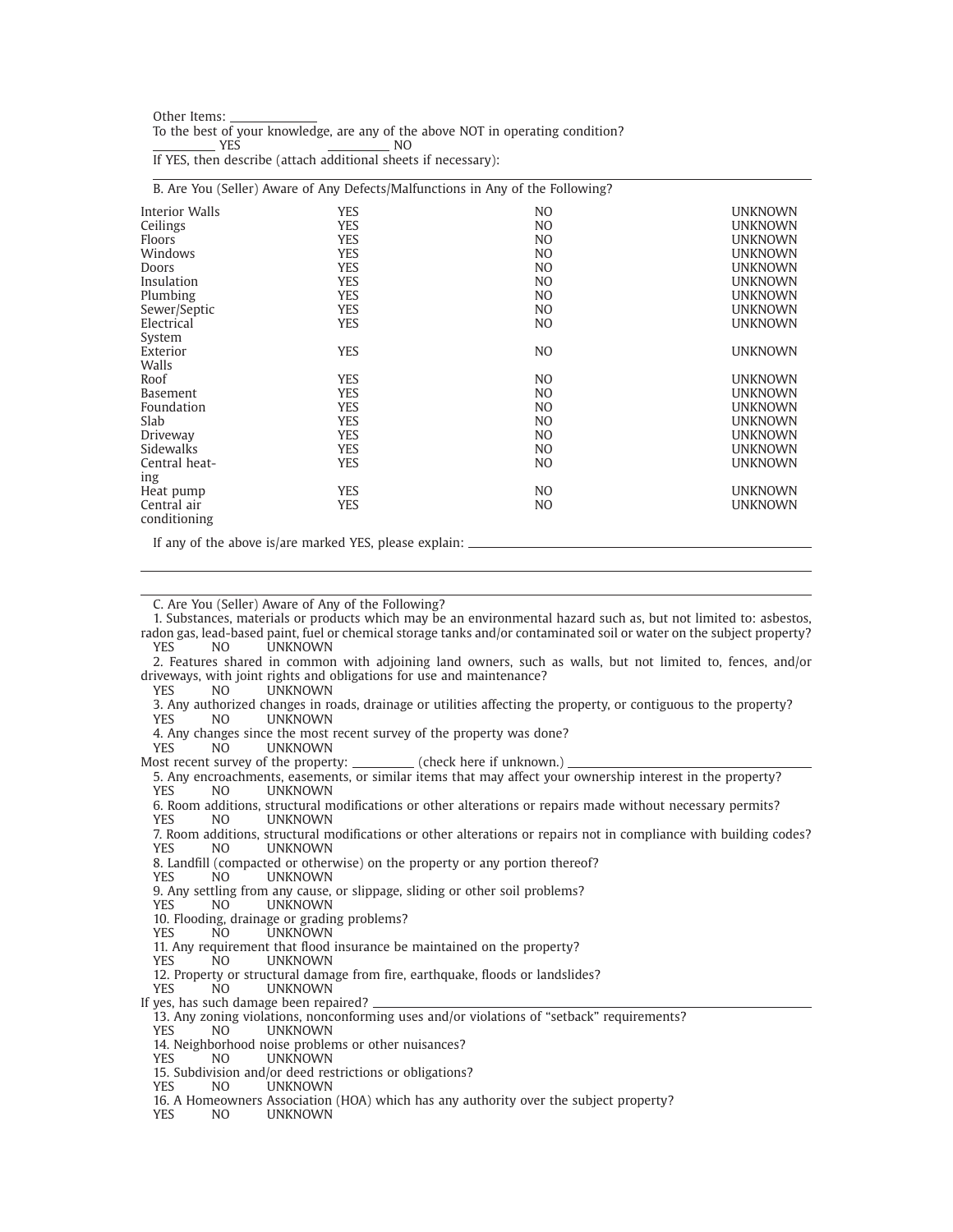Other Items: ______________

To the best of your knowledge, are any of the above NOT in operating condition?

__________ YES __________ NO

If YES, then describe (attach additional sheets if necessary):

B. Are You (Seller) Aware of Any Defects/Malfunctions in Any of the Following?

| | | | |
|---|---|---|---|
| Interior Walls | YES | NO | UNKNOWN |
| Ceilings | YES | NO | UNKNOWN |
| Floors | YES | NO | UNKNOWN |
| Windows | YES | NO | UNKNOWN |
| Doors | YES | NO | UNKNOWN |
| Insulation | YES | NO | UNKNOWN |
| Plumbing | YES | NO | UNKNOWN |
| Sewer/Septic | YES | NO | UNKNOWN |
| Electrical System | YES | NO | UNKNOWN |
| Exterior Walls | YES | NO | UNKNOWN |
| Roof | YES | NO | UNKNOWN |
| Basement | YES | NO | UNKNOWN |
| Foundation | YES | NO | UNKNOWN |
| Slab | YES | NO | UNKNOWN |
| Driveway | YES | NO | UNKNOWN |
| Sidewalks | YES | NO | UNKNOWN |
| Central heating | YES | NO | UNKNOWN |
| Heat pump | YES | NO | UNKNOWN |
| Central air conditioning | YES | NO | UNKNOWN |

If any of the above is/are marked YES, please explain: ______________________________

C. Are You (Seller) Aware of Any of the Following?

1. Substances, materials or products which may be an environmental hazard such as, but not limited to: asbestos, radon gas, lead-based paint, fuel or chemical storage tanks and/or contaminated soil or water on the subject property?
YES NO UNKNOWN

2. Features shared in common with adjoining land owners, such as walls, but not limited to, fences, and/or driveways, with joint rights and obligations for use and maintenance?
YES NO UNKNOWN

3. Any authorized changes in roads, drainage or utilities affecting the property, or contiguous to the property?
YES NO UNKNOWN

4. Any changes since the most recent survey of the property was done?
YES NO UNKNOWN

Most recent survey of the property: _________ (check here if unknown.) ______________________________

5. Any encroachments, easements, or similar items that may affect your ownership interest in the property?
YES NO UNKNOWN

6. Room additions, structural modifications or other alterations or repairs made without necessary permits?
YES NO UNKNOWN

7. Room additions, structural modifications or other alterations or repairs not in compliance with building codes?
YES NO UNKNOWN

8. Landfill (compacted or otherwise) on the property or any portion thereof?
YES NO UNKNOWN

9. Any settling from any cause, or slippage, sliding or other soil problems?
YES NO UNKNOWN

10. Flooding, drainage or grading problems?
YES NO UNKNOWN

11. Any requirement that flood insurance be maintained on the property?
YES NO UNKNOWN

12. Property or structural damage from fire, earthquake, floods or landslides?
YES NO UNKNOWN

If yes, has such damage been repaired? ______________________________

13. Any zoning violations, nonconforming uses and/or violations of "setback" requirements?
YES NO UNKNOWN

14. Neighborhood noise problems or other nuisances?
YES NO UNKNOWN

15. Subdivision and/or deed restrictions or obligations?
YES NO UNKNOWN

16. A Homeowners Association (HOA) which has any authority over the subject property?
YES NO UNKNOWN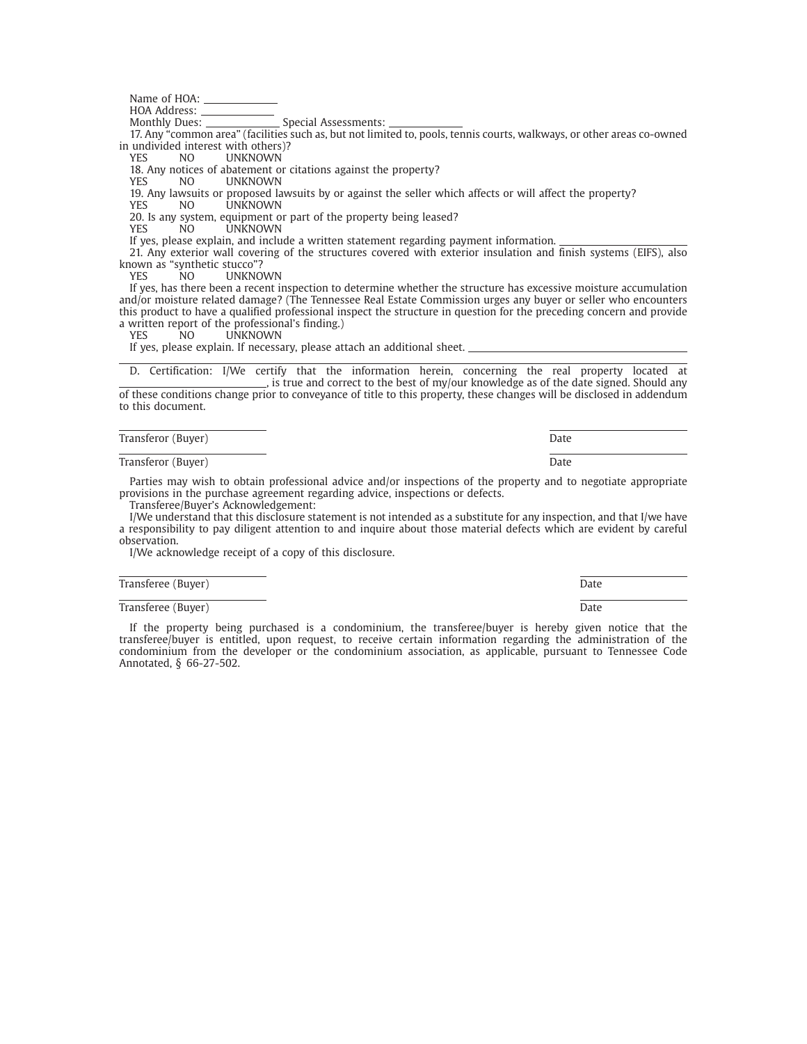Name of HOA: ______________
HOA Address: ______________
Monthly Dues: ______________ Special Assessments: ______________

17. Any "common area" (facilities such as, but not limited to, pools, tennis courts, walkways, or other areas co-owned in undivided interest with others)?
YES NO UNKNOWN

18. Any notices of abatement or citations against the property?
YES NO UNKNOWN

19. Any lawsuits or proposed lawsuits by or against the seller which affects or will affect the property?
YES NO UNKNOWN

20. Is any system, equipment or part of the property being leased?
YES NO UNKNOWN

If yes, please explain, and include a written statement regarding payment information. ______________________

21. Any exterior wall covering of the structures covered with exterior insulation and finish systems (EIFS), also known as "synthetic stucco"?
YES NO UNKNOWN

If yes, has there been a recent inspection to determine whether the structure has excessive moisture accumulation and/or moisture related damage? (The Tennessee Real Estate Commission urges any buyer or seller who encounters this product to have a qualified professional inspect the structure in question for the preceding concern and provide a written report of the professional's finding.)
YES NO UNKNOWN

If yes, please explain. If necessary, please attach an additional sheet. ______________________________________

D. Certification: I/We certify that the information herein, concerning the real property located at ______________________________, is true and correct to the best of my/our knowledge as of the date signed. Should any of these conditions change prior to conveyance of title to this property, these changes will be disclosed in addendum to this document.

______________________________ ______________________________
Transferor (Buyer) Date

______________________________ ______________________________
Transferor (Buyer) Date

Parties may wish to obtain professional advice and/or inspections of the property and to negotiate appropriate provisions in the purchase agreement regarding advice, inspections or defects.

Transferee/Buyer's Acknowledgement:

I/We understand that this disclosure statement is not intended as a substitute for any inspection, and that I/we have a responsibility to pay diligent attention to and inquire about those material defects which are evident by careful observation.

I/We acknowledge receipt of a copy of this disclosure.

______________________________ ______________________________
Transferee (Buyer) Date

______________________________ ______________________________
Transferee (Buyer) Date

If the property being purchased is a condominium, the transferee/buyer is hereby given notice that the transferee/buyer is entitled, upon request, to receive certain information regarding the administration of the condominium from the developer or the condominium association, as applicable, pursuant to Tennessee Code Annotated, § 66-27-502.